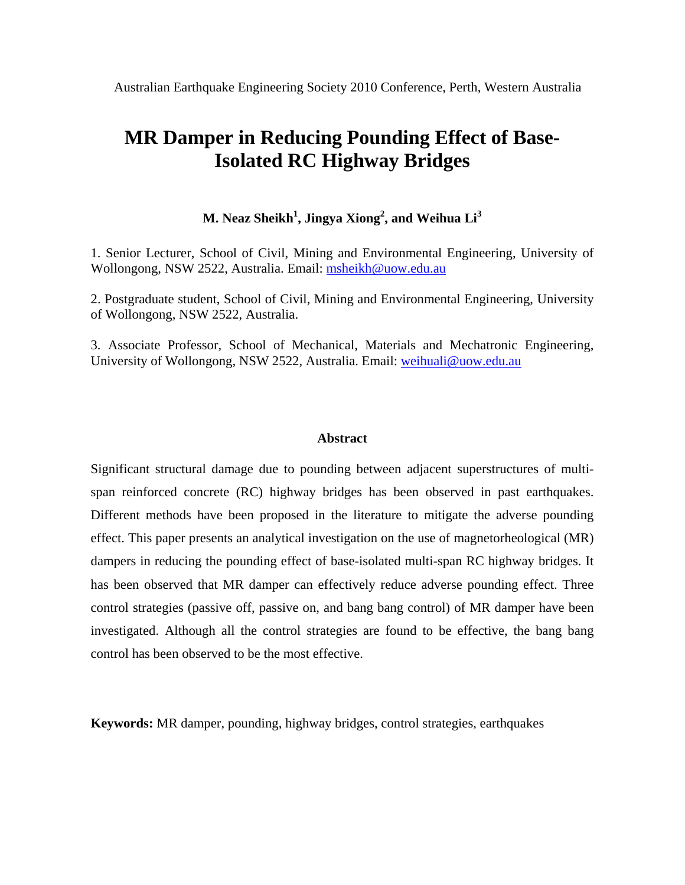Australian Earthquake Engineering Society 2010 Conference, Perth, Western Australia

# MR Damper in Reducing Pounding Effect of Base-Isolated RC Highway Bridges

**M. Neaz Sheikh[1], Jingya Xiong[2], and Weihua Li[3]**

1. Senior Lecturer, School of Civil, Mining and Environmental Engineering, University of Wollongong, NSW 2522, Australia. Email: msheikh@uow.edu.au

2. Postgraduate student, School of Civil, Mining and Environmental Engineering, University of Wollongong, NSW 2522, Australia.

3. Associate Professor, School of Mechanical, Materials and Mechatronic Engineering, University of Wollongong, NSW 2522, Australia. Email: weihuali@uow.edu.au

## Abstract

Significant structural damage due to pounding between adjacent superstructures of multi-span reinforced concrete (RC) highway bridges has been observed in past earthquakes. Different methods have been proposed in the literature to mitigate the adverse pounding effect. This paper presents an analytical investigation on the use of magnetorheological (MR) dampers in reducing the pounding effect of base-isolated multi-span RC highway bridges. It has been observed that MR damper can effectively reduce adverse pounding effect. Three control strategies (passive off, passive on, and bang bang control) of MR damper have been investigated. Although all the control strategies are found to be effective, the bang bang control has been observed to be the most effective.

**Keywords:** MR damper, pounding, highway bridges, control strategies, earthquakes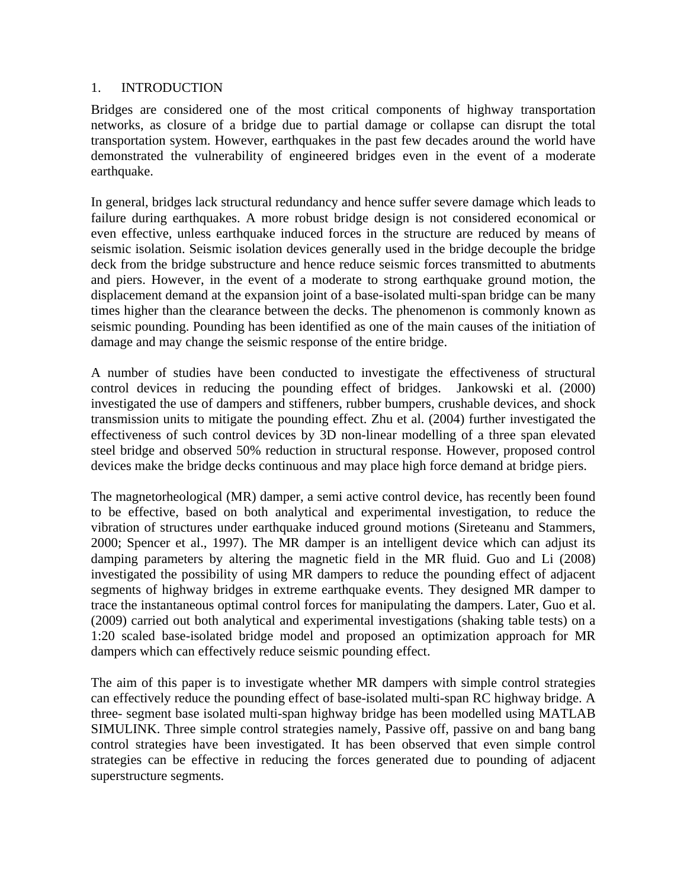# 1. INTRODUCTION

Bridges are considered one of the most critical components of highway transportation networks, as closure of a bridge due to partial damage or collapse can disrupt the total transportation system. However, earthquakes in the past few decades around the world have demonstrated the vulnerability of engineered bridges even in the event of a moderate earthquake.

In general, bridges lack structural redundancy and hence suffer severe damage which leads to failure during earthquakes. A more robust bridge design is not considered economical or even effective, unless earthquake induced forces in the structure are reduced by means of seismic isolation. Seismic isolation devices generally used in the bridge decouple the bridge deck from the bridge substructure and hence reduce seismic forces transmitted to abutments and piers. However, in the event of a moderate to strong earthquake ground motion, the displacement demand at the expansion joint of a base-isolated multi-span bridge can be many times higher than the clearance between the decks. The phenomenon is commonly known as seismic pounding. Pounding has been identified as one of the main causes of the initiation of damage and may change the seismic response of the entire bridge.

A number of studies have been conducted to investigate the effectiveness of structural control devices in reducing the pounding effect of bridges. Jankowski et al. (2000) investigated the use of dampers and stiffeners, rubber bumpers, crushable devices, and shock transmission units to mitigate the pounding effect. Zhu et al. (2004) further investigated the effectiveness of such control devices by 3D non-linear modelling of a three span elevated steel bridge and observed 50% reduction in structural response. However, proposed control devices make the bridge decks continuous and may place high force demand at bridge piers.

The magnetorheological (MR) damper, a semi active control device, has recently been found to be effective, based on both analytical and experimental investigation, to reduce the vibration of structures under earthquake induced ground motions (Sireteanu and Stammers, 2000; Spencer et al., 1997). The MR damper is an intelligent device which can adjust its damping parameters by altering the magnetic field in the MR fluid. Guo and Li (2008) investigated the possibility of using MR dampers to reduce the pounding effect of adjacent segments of highway bridges in extreme earthquake events. They designed MR damper to trace the instantaneous optimal control forces for manipulating the dampers. Later, Guo et al. (2009) carried out both analytical and experimental investigations (shaking table tests) on a 1:20 scaled base-isolated bridge model and proposed an optimization approach for MR dampers which can effectively reduce seismic pounding effect.

The aim of this paper is to investigate whether MR dampers with simple control strategies can effectively reduce the pounding effect of base-isolated multi-span RC highway bridge. A three- segment base isolated multi-span highway bridge has been modelled using MATLAB SIMULINK. Three simple control strategies namely, Passive off, passive on and bang bang control strategies have been investigated. It has been observed that even simple control strategies can be effective in reducing the forces generated due to pounding of adjacent superstructure segments.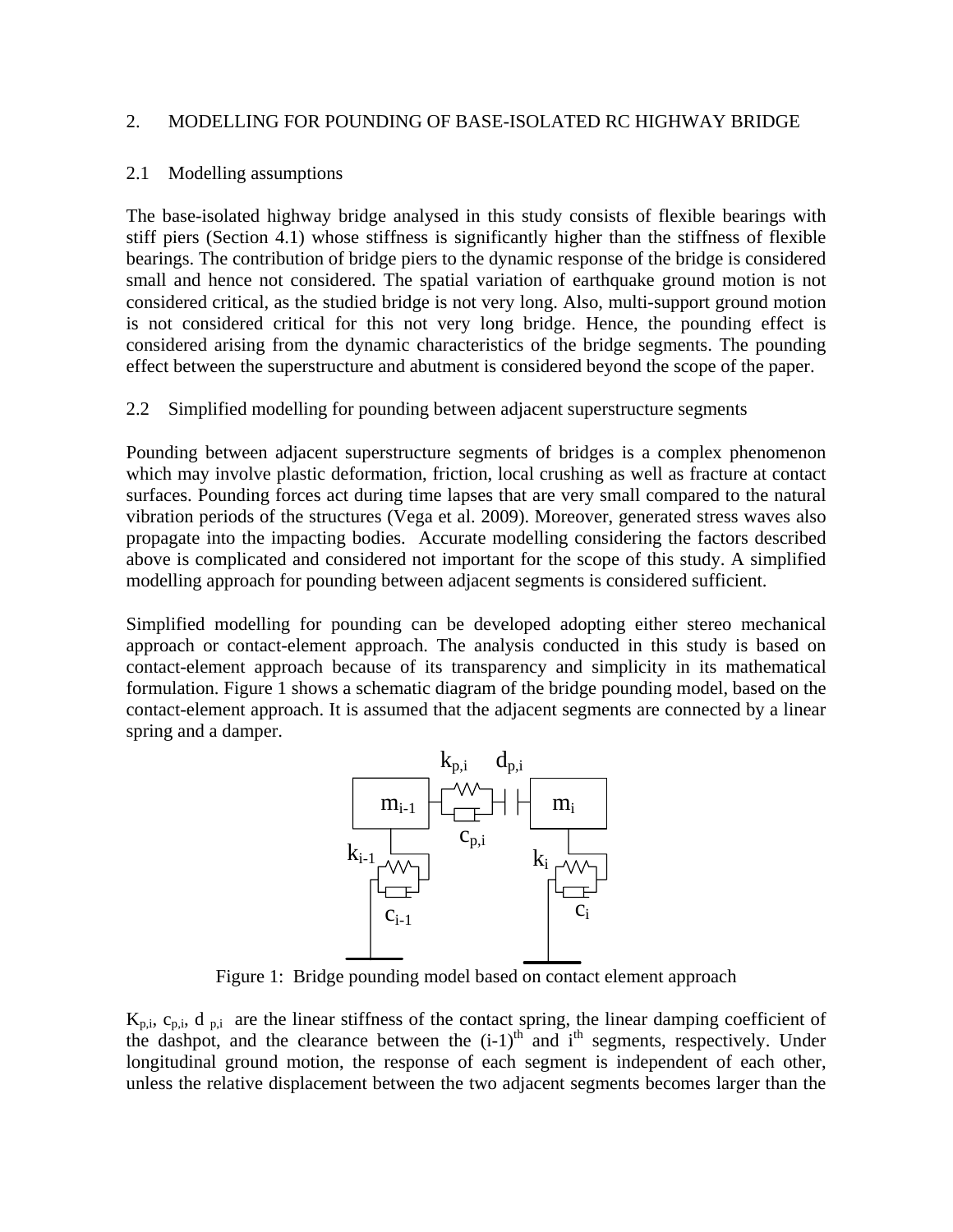## 2. MODELLING FOR POUNDING OF BASE-ISOLATED RC HIGHWAY BRIDGE

### 2.1 Modelling assumptions

The base-isolated highway bridge analysed in this study consists of flexible bearings with stiff piers (Section 4.1) whose stiffness is significantly higher than the stiffness of flexible bearings. The contribution of bridge piers to the dynamic response of the bridge is considered small and hence not considered. The spatial variation of earthquake ground motion is not considered critical, as the studied bridge is not very long. Also, multi-support ground motion is not considered critical for this not very long bridge. Hence, the pounding effect is considered arising from the dynamic characteristics of the bridge segments. The pounding effect between the superstructure and abutment is considered beyond the scope of the paper.

### 2.2 Simplified modelling for pounding between adjacent superstructure segments

Pounding between adjacent superstructure segments of bridges is a complex phenomenon which may involve plastic deformation, friction, local crushing as well as fracture at contact surfaces. Pounding forces act during time lapses that are very small compared to the natural vibration periods of the structures (Vega et al. 2009). Moreover, generated stress waves also propagate into the impacting bodies. Accurate modelling considering the factors described above is complicated and considered not important for the scope of this study. A simplified modelling approach for pounding between adjacent segments is considered sufficient.

Simplified modelling for pounding can be developed adopting either stereo mechanical approach or contact-element approach. The analysis conducted in this study is based on contact-element approach because of its transparency and simplicity in its mathematical formulation. Figure 1 shows a schematic diagram of the bridge pounding model, based on the contact-element approach. It is assumed that the adjacent segments are connected by a linear spring and a damper.

Figure 1: Bridge pounding model based on contact element approach

$K_{p,i}$, $c_{p,i}$, $d_{p,i}$ are the linear stiffness of the contact spring, the linear damping coefficient of the dashpot, and the clearance between the $(i\text{-}1)^{th}$ and $i^{th}$ segments, respectively. Under longitudinal ground motion, the response of each segment is independent of each other, unless the relative displacement between the two adjacent segments becomes larger than the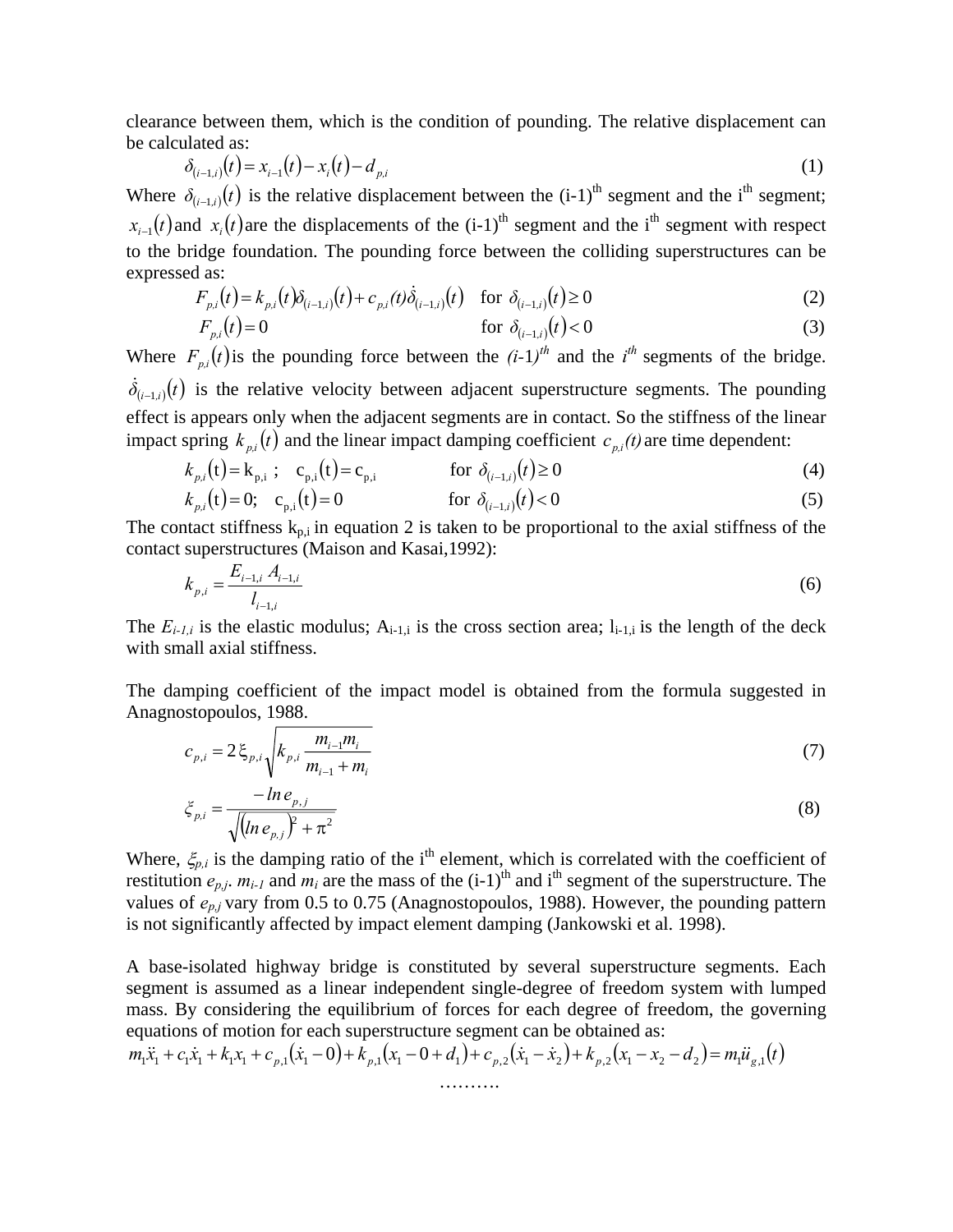clearance between them, which is the condition of pounding. The relative displacement can be calculated as:

$$\delta_{(i-1,i)}(t) = x_{i-1}(t) - x_i(t) - d_{p,i} \tag{1}$$

Where $\delta_{(i-1,i)}(t)$ is the relative displacement between the (i-1)th segment and the ith segment; $x_{i-1}(t)$ and $x_i(t)$ are the displacements of the (i-1)th segment and the ith segment with respect to the bridge foundation. The pounding force between the colliding superstructures can be expressed as:

$$F_{p,i}(t) = k_{p,i}(t)\delta_{(i-1,i)}(t) + c_{p,i}(t)\dot{\delta}_{(i-1,i)}(t) \quad \text{for } \delta_{(i-1,i)}(t) \geq 0 \tag{2}$$

$$F_{p,i}(t) = 0 \quad \text{for } \delta_{(i-1,i)}(t) < 0 \tag{3}$$

Where $F_{p,i}(t)$ is the pounding force between the *(i-1)th* and the *ith* segments of the bridge. $\dot{\delta}_{(i-1,i)}(t)$ is the relative velocity between adjacent superstructure segments. The pounding effect is appears only when the adjacent segments are in contact. So the stiffness of the linear impact spring $k_{p,i}(t)$ and the linear impact damping coefficient $c_{p,i}(t)$ are time dependent:

$$k_{p,i}(t) = k_{p,i}\ ; \quad c_{p,i}(t) = c_{p,i} \quad \text{for } \delta_{(i-1,i)}(t) \geq 0 \tag{4}$$

$$k_{p,i}(t) = 0; \quad c_{p,i}(t) = 0 \quad \text{for } \delta_{(i-1,i)}(t) < 0 \tag{5}$$

The contact stiffness $k_{p,i}$ in equation 2 is taken to be proportional to the axial stiffness of the contact superstructures (Maison and Kasai,1992):

$$k_{p,i} = \frac{E_{i-1,i}\ A_{i-1,i}}{l_{i-1,i}} \tag{6}$$

The $E_{i-1,i}$ is the elastic modulus; $A_{i-1,i}$ is the cross section area; $l_{i-1,i}$ is the length of the deck with small axial stiffness.

The damping coefficient of the impact model is obtained from the formula suggested in Anagnostopoulos, 1988.

$$c_{p,i} = 2\xi_{p,i}\sqrt{k_{p,i}\frac{m_{i-1}m_i}{m_{i-1}+m_i}} \tag{7}$$

$$\xi_{p,i} = \frac{-\ln e_{p,j}}{\sqrt{(\ln e_{p,j})^2 + \pi^2}} \tag{8}$$

Where, $\xi_{p,i}$ is the damping ratio of the ith element, which is correlated with the coefficient of restitution $e_{p,j}$. $m_{i-1}$ and $m_i$ are the mass of the (i-1)th and ith segment of the superstructure. The values of $e_{p,j}$ vary from 0.5 to 0.75 (Anagnostopoulos, 1988). However, the pounding pattern is not significantly affected by impact element damping (Jankowski et al. 1998).

A base-isolated highway bridge is constituted by several superstructure segments. Each segment is assumed as a linear independent single-degree of freedom system with lumped mass. By considering the equilibrium of forces for each degree of freedom, the governing equations of motion for each superstructure segment can be obtained as:

$$m_1\ddot{x}_1 + c_1\dot{x}_1 + k_1x_1 + c_{p,1}(\dot{x}_1 - 0) + k_{p,1}(x_1 - 0 + d_1) + c_{p,2}(\dot{x}_1 - \dot{x}_2) + k_{p,2}(x_1 - x_2 - d_2) = m_1\ddot{u}_{g,1}(t)$$

……….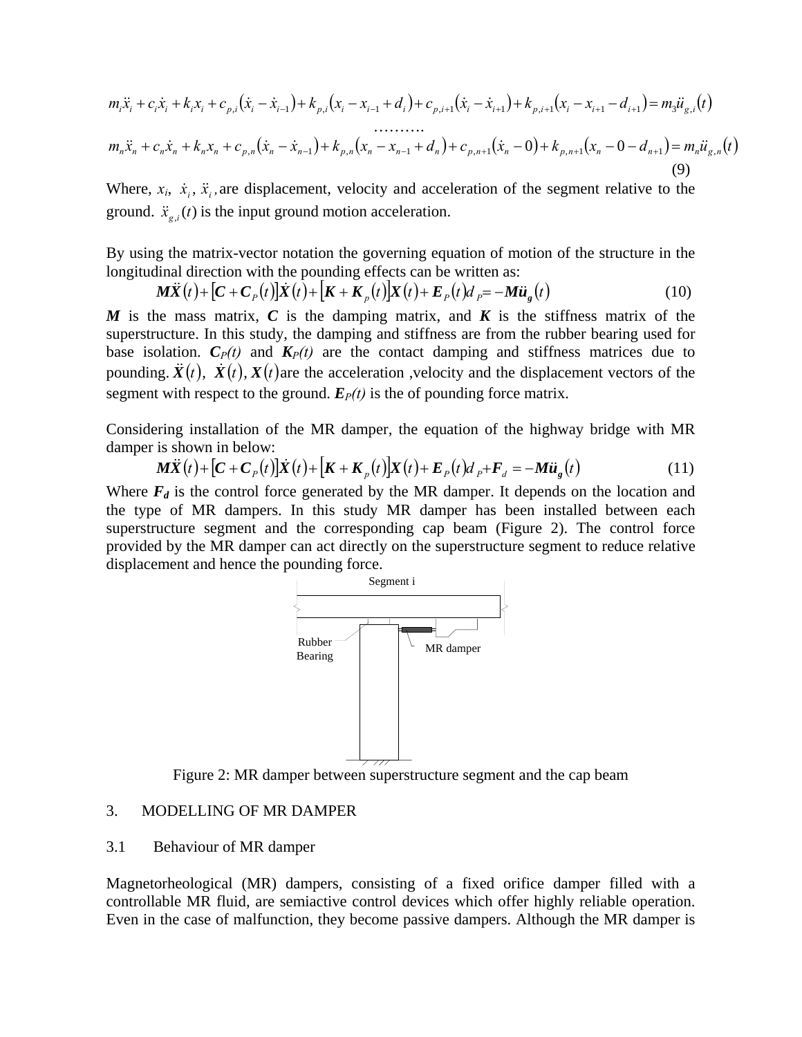$$m_i\ddot{x}_i + c_i\dot{x}_i + k_i x_i + c_{p,i}(\dot{x}_i - \dot{x}_{i-1}) + k_{p,i}(x_i - x_{i-1} + d_i) + c_{p,i+1}(\dot{x}_i - \dot{x}_{i+1}) + k_{p,i+1}(x_i - x_{i+1} - d_{i+1}) = m_3\ddot{u}_{g,i}(t)$$

$$\ldots\ldots\ldots.$$

$$m_n\ddot{x}_n + c_n\dot{x}_n + k_n x_n + c_{p,n}(\dot{x}_n - \dot{x}_{n-1}) + k_{p,n}(x_n - x_{n-1} + d_n) + c_{p,n+1}(\dot{x}_n - 0) + k_{p,n+1}(x_n - 0 - d_{n+1}) = m_n\ddot{u}_{g,n}(t) \tag{9}$$

Where, $x_i$, $\dot{x}_i$, $\ddot{x}_i$, are displacement, velocity and acceleration of the segment relative to the ground. $\ddot{x}_{g,i}(t)$ is the input ground motion acceleration.

By using the matrix-vector notation the governing equation of motion of the structure in the longitudinal direction with the pounding effects can be written as:

$$\boldsymbol{M}\ddot{\boldsymbol{X}}(t) + [\boldsymbol{C} + \boldsymbol{C}_P(t)]\dot{\boldsymbol{X}}(t) + [\boldsymbol{K} + \boldsymbol{K}_p(t)]\boldsymbol{X}(t) + \boldsymbol{E}_P(t)d_P = -\boldsymbol{M}\ddot{\boldsymbol{u}}_{\boldsymbol{g}}(t) \tag{10}$$

$\boldsymbol{M}$ is the mass matrix, $\boldsymbol{C}$ is the damping matrix, and $\boldsymbol{K}$ is the stiffness matrix of the superstructure. In this study, the damping and stiffness are from the rubber bearing used for base isolation. $\boldsymbol{C}_P(t)$ and $\boldsymbol{K}_P(t)$ are the contact damping and stiffness matrices due to pounding. $\ddot{\boldsymbol{X}}(t)$, $\dot{\boldsymbol{X}}(t)$, $\boldsymbol{X}(t)$ are the acceleration ,velocity and the displacement vectors of the segment with respect to the ground. $\boldsymbol{E}_P(t)$ is the of pounding force matrix.

Considering installation of the MR damper, the equation of the highway bridge with MR damper is shown in below:

$$\boldsymbol{M}\ddot{\boldsymbol{X}}(t) + [\boldsymbol{C} + \boldsymbol{C}_P(t)]\dot{\boldsymbol{X}}(t) + [\boldsymbol{K} + \boldsymbol{K}_p(t)]\boldsymbol{X}(t) + \boldsymbol{E}_P(t)d_P + \boldsymbol{F}_d = -\boldsymbol{M}\ddot{\boldsymbol{u}}_{\boldsymbol{g}}(t) \tag{11}$$

Where $\boldsymbol{F}_d$ is the control force generated by the MR damper. It depends on the location and the type of MR dampers. In this study MR damper has been installed between each superstructure segment and the corresponding cap beam (Figure 2). The control force provided by the MR damper can act directly on the superstructure segment to reduce relative displacement and hence the pounding force.

Segment i

Rubber Bearing

MR damper

Figure 2: MR damper between superstructure segment and the cap beam

## 3. MODELLING OF MR DAMPER

### 3.1 Behaviour of MR damper

Magnetorheological (MR) dampers, consisting of a fixed orifice damper filled with a controllable MR fluid, are semiactive control devices which offer highly reliable operation. Even in the case of malfunction, they become passive dampers. Although the MR damper is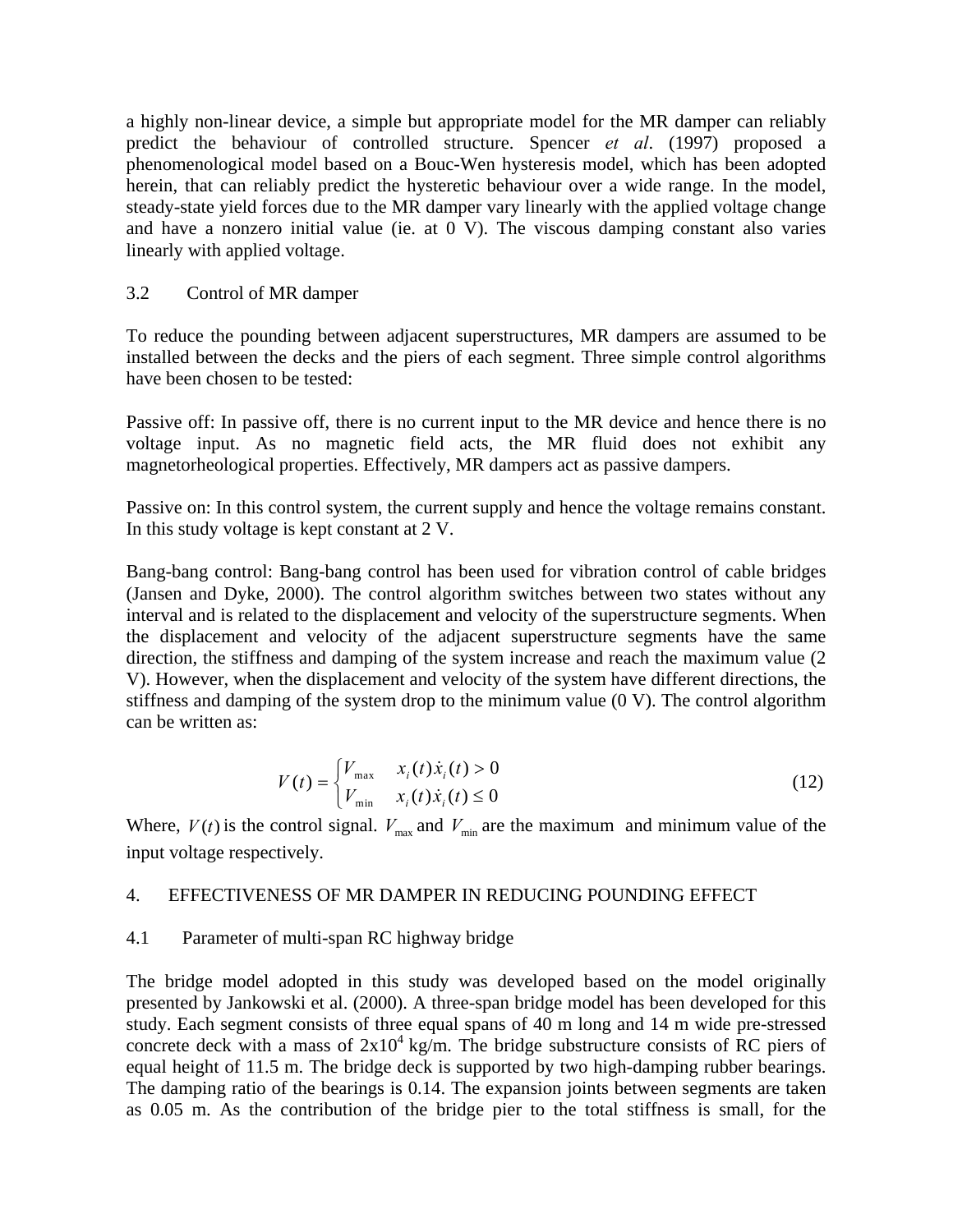a highly non-linear device, a simple but appropriate model for the MR damper can reliably predict the behaviour of controlled structure. Spencer *et al*. (1997) proposed a phenomenological model based on a Bouc-Wen hysteresis model, which has been adopted herein, that can reliably predict the hysteretic behaviour over a wide range. In the model, steady-state yield forces due to the MR damper vary linearly with the applied voltage change and have a nonzero initial value (ie. at 0 V). The viscous damping constant also varies linearly with applied voltage.

### 3.2 Control of MR damper

To reduce the pounding between adjacent superstructures, MR dampers are assumed to be installed between the decks and the piers of each segment. Three simple control algorithms have been chosen to be tested:

Passive off: In passive off, there is no current input to the MR device and hence there is no voltage input. As no magnetic field acts, the MR fluid does not exhibit any magnetorheological properties. Effectively, MR dampers act as passive dampers.

Passive on: In this control system, the current supply and hence the voltage remains constant. In this study voltage is kept constant at 2 V.

Bang-bang control: Bang-bang control has been used for vibration control of cable bridges (Jansen and Dyke, 2000). The control algorithm switches between two states without any interval and is related to the displacement and velocity of the superstructure segments. When the displacement and velocity of the adjacent superstructure segments have the same direction, the stiffness and damping of the system increase and reach the maximum value (2 V). However, when the displacement and velocity of the system have different directions, the stiffness and damping of the system drop to the minimum value (0 V). The control algorithm can be written as:

$$V(t) = \begin{cases} V_{\max} & x_i(t)\dot{x}_i(t) > 0 \\ V_{\min} & x_i(t)\dot{x}_i(t) \le 0 \end{cases} \tag{12}$$

Where, $V(t)$ is the control signal. $V_{\max}$ and $V_{\min}$ are the maximum and minimum value of the input voltage respectively.

## 4. EFFECTIVENESS OF MR DAMPER IN REDUCING POUNDING EFFECT

### 4.1 Parameter of multi-span RC highway bridge

The bridge model adopted in this study was developed based on the model originally presented by Jankowski et al. (2000). A three-span bridge model has been developed for this study. Each segment consists of three equal spans of 40 m long and 14 m wide pre-stressed concrete deck with a mass of $2\text{x}10^4$ kg/m. The bridge substructure consists of RC piers of equal height of 11.5 m. The bridge deck is supported by two high-damping rubber bearings. The damping ratio of the bearings is 0.14. The expansion joints between segments are taken as 0.05 m. As the contribution of the bridge pier to the total stiffness is small, for the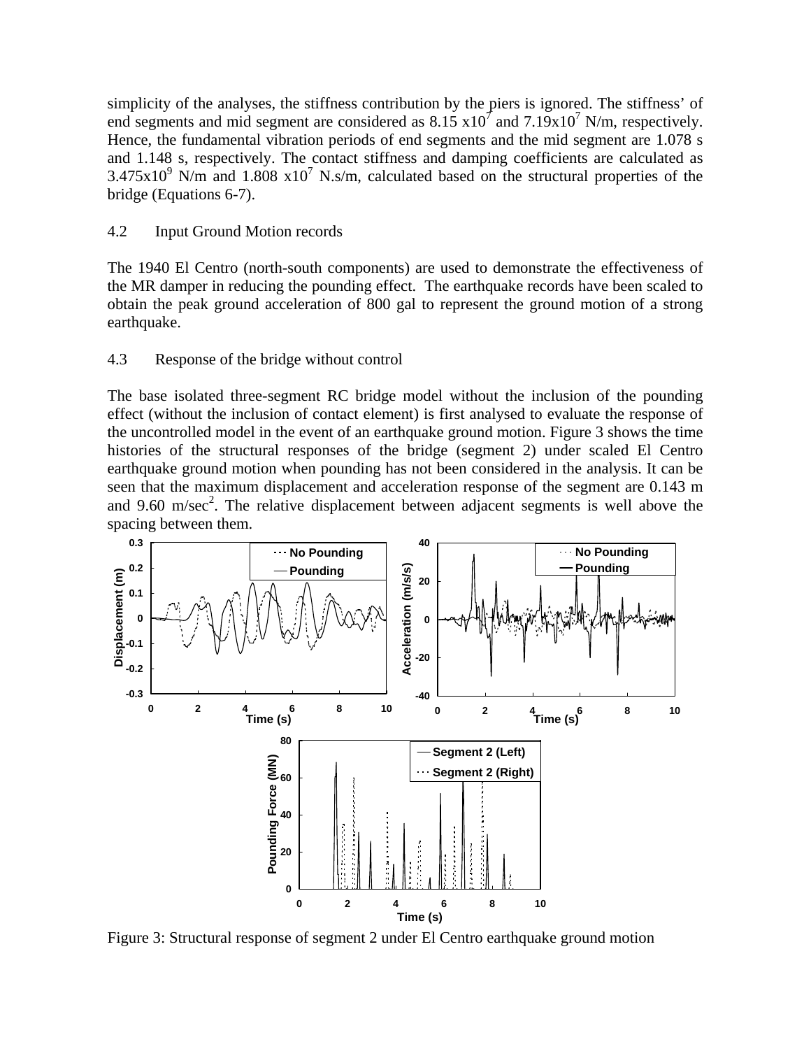simplicity of the analyses, the stiffness contribution by the piers is ignored. The stiffness' of end segments and mid segment are considered as 8.15 $\times10^7$ and 7.19$\times10^7$ N/m, respectively. Hence, the fundamental vibration periods of end segments and the mid segment are 1.078 s and 1.148 s, respectively. The contact stiffness and damping coefficients are calculated as 3.475$\times10^9$ N/m and 1.808 $\times10^7$ N.s/m, calculated based on the structural properties of the bridge (Equations 6-7).

## 4.2 Input Ground Motion records

The 1940 El Centro (north-south components) are used to demonstrate the effectiveness of the MR damper in reducing the pounding effect. The earthquake records have been scaled to obtain the peak ground acceleration of 800 gal to represent the ground motion of a strong earthquake.

## 4.3 Response of the bridge without control

The base isolated three-segment RC bridge model without the inclusion of the pounding effect (without the inclusion of contact element) is first analysed to evaluate the response of the uncontrolled model in the event of an earthquake ground motion. Figure 3 shows the time histories of the structural responses of the bridge (segment 2) under scaled El Centro earthquake ground motion when pounding has not been considered in the analysis. It can be seen that the maximum displacement and acceleration response of the segment are 0.143 m and 9.60 m/sec$^2$. The relative displacement between adjacent segments is well above the spacing between them.

No Pounding
Pounding
Displacement (m)
0.3
0.2
0.1
0
-0.1
-0.2
-0.3
0 2 4 6 8 10
Time (s)

No Pounding
Pounding
Acceleration (m/s/s)
40
20
0
-20
-40
0 2 4 6 8 10
Time (s)

Segment 2 (Left)
Segment 2 (Right)
Pounding Force (MN)
80
60
40
20
0
0 2 4 6 8 10
Time (s)

Figure 3: Structural response of segment 2 under El Centro earthquake ground motion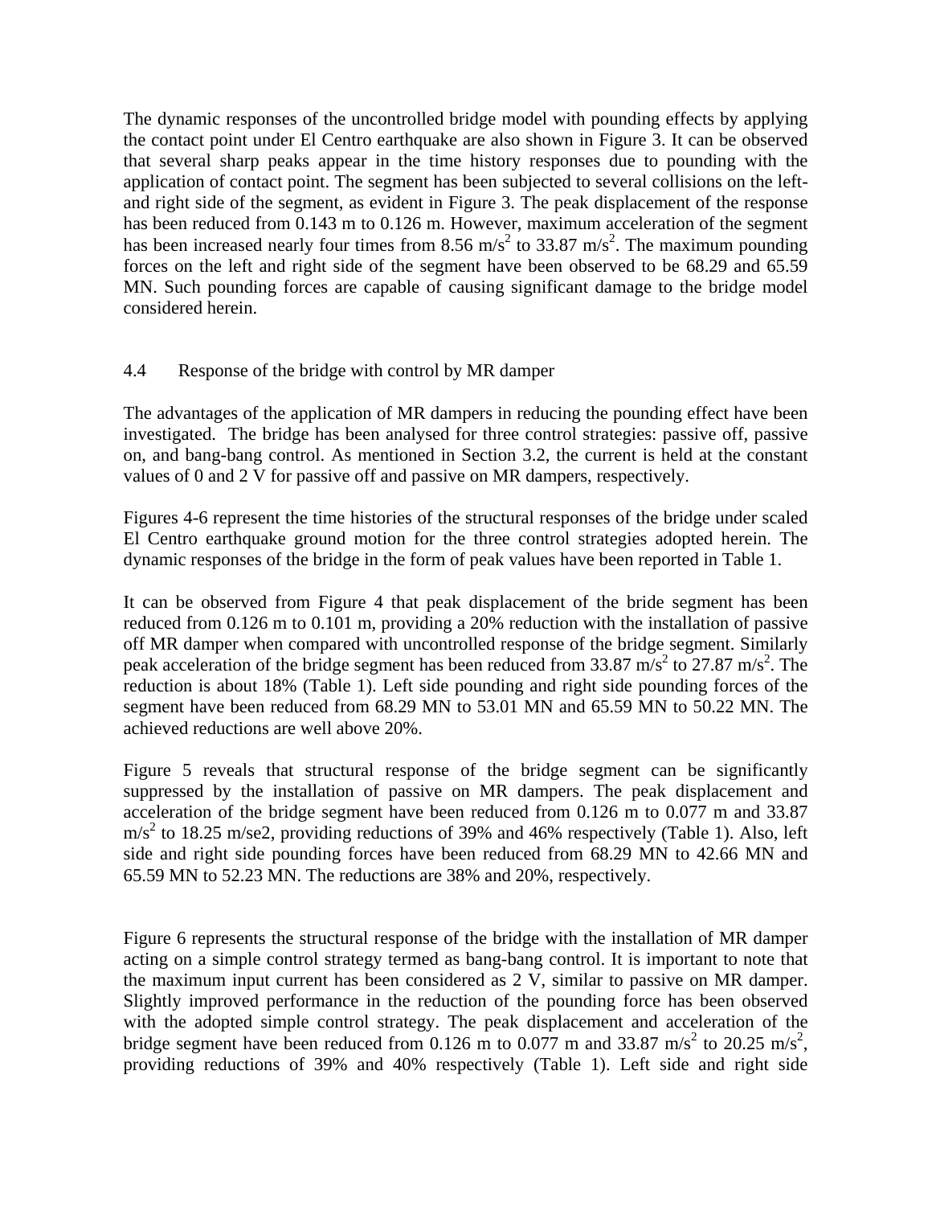The dynamic responses of the uncontrolled bridge model with pounding effects by applying the contact point under El Centro earthquake are also shown in Figure 3. It can be observed that several sharp peaks appear in the time history responses due to pounding with the application of contact point. The segment has been subjected to several collisions on the left- and right side of the segment, as evident in Figure 3. The peak displacement of the response has been reduced from 0.143 m to 0.126 m. However, maximum acceleration of the segment has been increased nearly four times from 8.56 m/s$^2$ to 33.87 m/s$^2$. The maximum pounding forces on the left and right side of the segment have been observed to be 68.29 and 65.59 MN. Such pounding forces are capable of causing significant damage to the bridge model considered herein.

## 4.4 Response of the bridge with control by MR damper

The advantages of the application of MR dampers in reducing the pounding effect have been investigated. The bridge has been analysed for three control strategies: passive off, passive on, and bang-bang control. As mentioned in Section 3.2, the current is held at the constant values of 0 and 2 V for passive off and passive on MR dampers, respectively.

Figures 4-6 represent the time histories of the structural responses of the bridge under scaled El Centro earthquake ground motion for the three control strategies adopted herein. The dynamic responses of the bridge in the form of peak values have been reported in Table 1.

It can be observed from Figure 4 that peak displacement of the bride segment has been reduced from 0.126 m to 0.101 m, providing a 20% reduction with the installation of passive off MR damper when compared with uncontrolled response of the bridge segment. Similarly peak acceleration of the bridge segment has been reduced from 33.87 m/s$^2$ to 27.87 m/s$^2$. The reduction is about 18% (Table 1). Left side pounding and right side pounding forces of the segment have been reduced from 68.29 MN to 53.01 MN and 65.59 MN to 50.22 MN. The achieved reductions are well above 20%.

Figure 5 reveals that structural response of the bridge segment can be significantly suppressed by the installation of passive on MR dampers. The peak displacement and acceleration of the bridge segment have been reduced from 0.126 m to 0.077 m and 33.87 m/s$^2$ to 18.25 m/se2, providing reductions of 39% and 46% respectively (Table 1). Also, left side and right side pounding forces have been reduced from 68.29 MN to 42.66 MN and 65.59 MN to 52.23 MN. The reductions are 38% and 20%, respectively.

Figure 6 represents the structural response of the bridge with the installation of MR damper acting on a simple control strategy termed as bang-bang control. It is important to note that the maximum input current has been considered as 2 V, similar to passive on MR damper. Slightly improved performance in the reduction of the pounding force has been observed with the adopted simple control strategy. The peak displacement and acceleration of the bridge segment have been reduced from 0.126 m to 0.077 m and 33.87 m/s$^2$ to 20.25 m/s$^2$, providing reductions of 39% and 40% respectively (Table 1). Left side and right side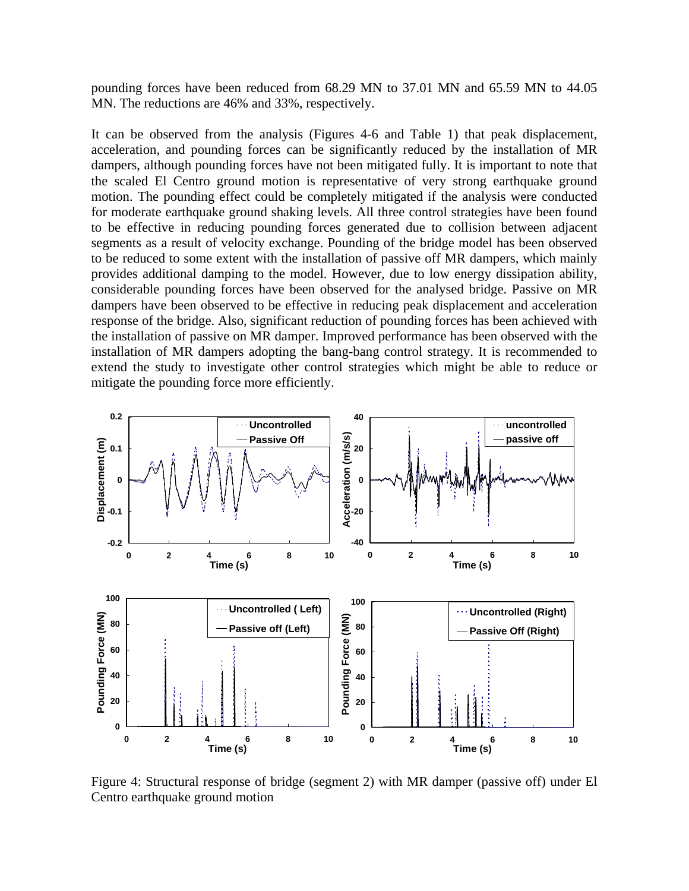pounding forces have been reduced from 68.29 MN to 37.01 MN and 65.59 MN to 44.05 MN. The reductions are 46% and 33%, respectively.

It can be observed from the analysis (Figures 4-6 and Table 1) that peak displacement, acceleration, and pounding forces can be significantly reduced by the installation of MR dampers, although pounding forces have not been mitigated fully. It is important to note that the scaled El Centro ground motion is representative of very strong earthquake ground motion. The pounding effect could be completely mitigated if the analysis were conducted for moderate earthquake ground shaking levels. All three control strategies have been found to be effective in reducing pounding forces generated due to collision between adjacent segments as a result of velocity exchange. Pounding of the bridge model has been observed to be reduced to some extent with the installation of passive off MR dampers, which mainly provides additional damping to the model. However, due to low energy dissipation ability, considerable pounding forces have been observed for the analysed bridge. Passive on MR dampers have been observed to be effective in reducing peak displacement and acceleration response of the bridge. Also, significant reduction of pounding forces has been achieved with the installation of passive on MR damper. Improved performance has been observed with the installation of MR dampers adopting the bang-bang control strategy. It is recommended to extend the study to investigate other control strategies which might be able to reduce or mitigate the pounding force more efficiently.

Displacement (m)
Time (s)
Uncontrolled
Passive Off

Acceleration (m/s/s)
Time (s)
uncontrolled
passive off

Pounding Force (MN)
Time (s)
Uncontrolled ( Left)
Passive off (Left)

Pounding Force (MN)
Time (s)
Uncontrolled (Right)
Passive Off (Right)

Figure 4: Structural response of bridge (segment 2) with MR damper (passive off) under El Centro earthquake ground motion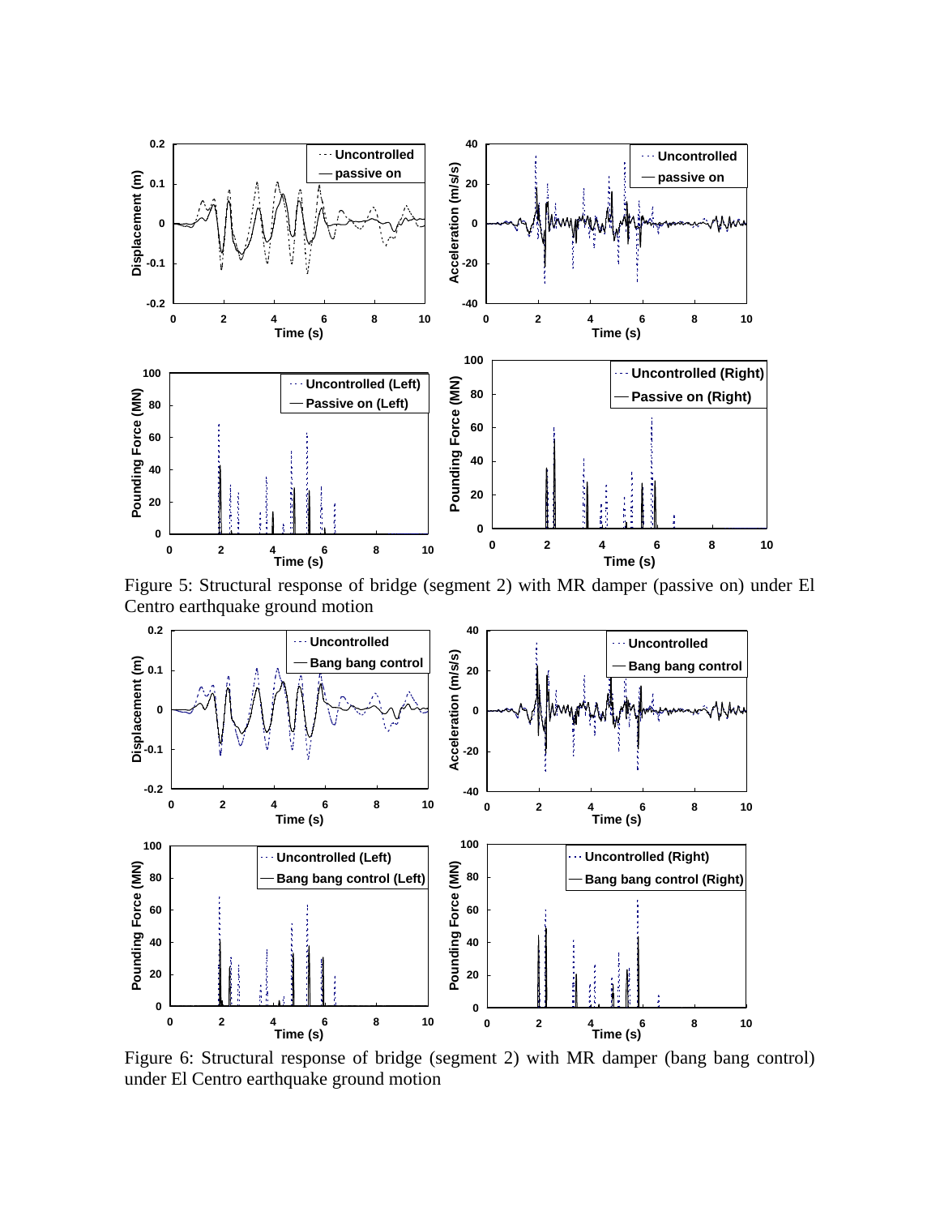0.2
Displacement (m)
0.1
0
-0.1
-0.2
0 2 4 6 8 10
Time (s)
Uncontrolled
passive on

40
Acceleration (m/s/s)
20
0
-20
-40
0 2 4 6 8 10
Time (s)
Uncontrolled
passive on

100
Pounding Force (MN)
80
60
40
20
0
0 2 4 6 8 10
Time (s)
Uncontrolled (Left)
Passive on (Left)

100
Pounding Force (MN)
80
60
40
20
0
0 2 4 6 8 10
Time (s)
Uncontrolled (Right)
Passive on (Right)

Figure 5: Structural response of bridge (segment 2) with MR damper (passive on) under El Centro earthquake ground motion

0.2
Displacement (m)
0.1
0
-0.1
-0.2
0 2 4 6 8 10
Time (s)
Uncontrolled
Bang bang control

40
Acceleration (m/s/s)
20
0
-20
-40
0 2 4 6 8 10
Time (s)
Uncontrolled
Bang bang control

100
Pounding Force (MN)
80
60
40
20
0
0 2 4 6 8 10
Time (s)
Uncontrolled (Left)
Bang bang control (Left)

100
Pounding Force (MN)
80
60
40
20
0
0 2 4 6 8 10
Time (s)
Uncontrolled (Right)
Bang bang control (Right)

Figure 6: Structural response of bridge (segment 2) with MR damper (bang bang control) under El Centro earthquake ground motion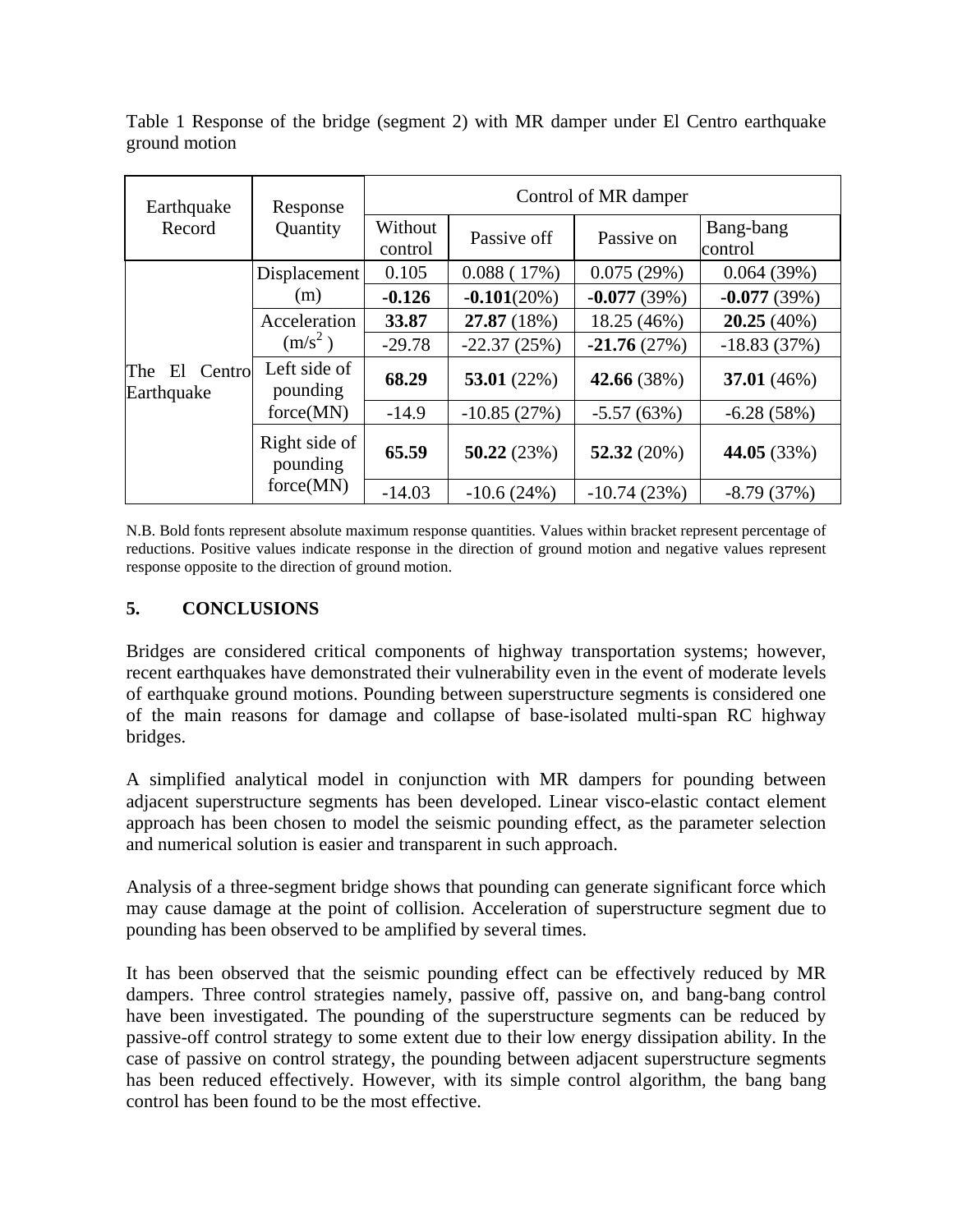Table 1 Response of the bridge (segment 2) with MR damper under El Centro earthquake ground motion

| Earthquake Record | Response Quantity | Control of MR damper | | | |
|---|---|---|---|---|---|
| | | Without control | Passive off | Passive on | Bang-bang control |
| The El Centro Earthquake | Displacement (m) | 0.105 | 0.088 ( 17%) | 0.075 (29%) | 0.064 (39%) |
| | | **-0.126** | **-0.101**(20%) | **-0.077** (39%) | **-0.077** (39%) |
| | Acceleration ($m/s^2$ ) | **33.87** | **27.87** (18%) | 18.25 (46%) | **20.25** (40%) |
| | | -29.78 | -22.37 (25%) | **-21.76** (27%) | -18.83 (37%) |
| | Left side of pounding force(MN) | **68.29** | **53.01** (22%) | **42.66** (38%) | **37.01** (46%) |
| | | -14.9 | -10.85 (27%) | -5.57 (63%) | -6.28 (58%) |
| | Right side of pounding force(MN) | **65.59** | **50.22** (23%) | **52.32** (20%) | **44.05** (33%) |
| | | -14.03 | -10.6 (24%) | -10.74 (23%) | -8.79 (37%) |

N.B. Bold fonts represent absolute maximum response quantities. Values within bracket represent percentage of reductions. Positive values indicate response in the direction of ground motion and negative values represent response opposite to the direction of ground motion.

## 5. CONCLUSIONS

Bridges are considered critical components of highway transportation systems; however, recent earthquakes have demonstrated their vulnerability even in the event of moderate levels of earthquake ground motions. Pounding between superstructure segments is considered one of the main reasons for damage and collapse of base-isolated multi-span RC highway bridges.

A simplified analytical model in conjunction with MR dampers for pounding between adjacent superstructure segments has been developed. Linear visco-elastic contact element approach has been chosen to model the seismic pounding effect, as the parameter selection and numerical solution is easier and transparent in such approach.

Analysis of a three-segment bridge shows that pounding can generate significant force which may cause damage at the point of collision. Acceleration of superstructure segment due to pounding has been observed to be amplified by several times.

It has been observed that the seismic pounding effect can be effectively reduced by MR dampers. Three control strategies namely, passive off, passive on, and bang-bang control have been investigated. The pounding of the superstructure segments can be reduced by passive-off control strategy to some extent due to their low energy dissipation ability. In the case of passive on control strategy, the pounding between adjacent superstructure segments has been reduced effectively. However, with its simple control algorithm, the bang bang control has been found to be the most effective.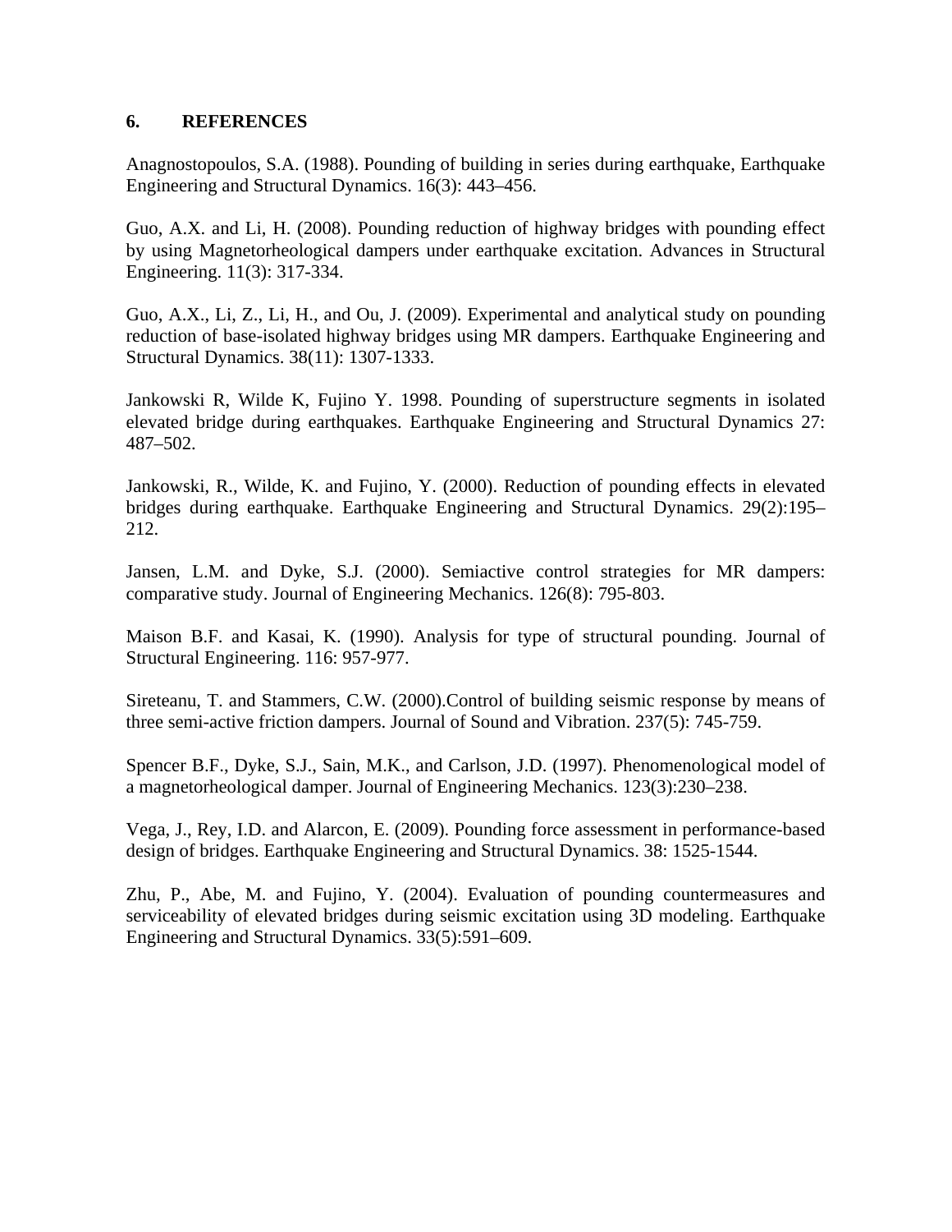## 6. REFERENCES

Anagnostopoulos, S.A. (1988). Pounding of building in series during earthquake, Earthquake Engineering and Structural Dynamics. 16(3): 443–456.

Guo, A.X. and Li, H. (2008). Pounding reduction of highway bridges with pounding effect by using Magnetorheological dampers under earthquake excitation. Advances in Structural Engineering. 11(3): 317-334.

Guo, A.X., Li, Z., Li, H., and Ou, J. (2009). Experimental and analytical study on pounding reduction of base-isolated highway bridges using MR dampers. Earthquake Engineering and Structural Dynamics. 38(11): 1307-1333.

Jankowski R, Wilde K, Fujino Y. 1998. Pounding of superstructure segments in isolated elevated bridge during earthquakes. Earthquake Engineering and Structural Dynamics 27: 487–502.

Jankowski, R., Wilde, K. and Fujino, Y. (2000). Reduction of pounding effects in elevated bridges during earthquake. Earthquake Engineering and Structural Dynamics. 29(2):195–212.

Jansen, L.M. and Dyke, S.J. (2000). Semiactive control strategies for MR dampers: comparative study. Journal of Engineering Mechanics. 126(8): 795-803.

Maison B.F. and Kasai, K. (1990). Analysis for type of structural pounding. Journal of Structural Engineering. 116: 957-977.

Sireteanu, T. and Stammers, C.W. (2000).Control of building seismic response by means of three semi-active friction dampers. Journal of Sound and Vibration. 237(5): 745-759.

Spencer B.F., Dyke, S.J., Sain, M.K., and Carlson, J.D. (1997). Phenomenological model of a magnetorheological damper. Journal of Engineering Mechanics. 123(3):230–238.

Vega, J., Rey, I.D. and Alarcon, E. (2009). Pounding force assessment in performance-based design of bridges. Earthquake Engineering and Structural Dynamics. 38: 1525-1544.

Zhu, P., Abe, M. and Fujino, Y. (2004). Evaluation of pounding countermeasures and serviceability of elevated bridges during seismic excitation using 3D modeling. Earthquake Engineering and Structural Dynamics. 33(5):591–609.